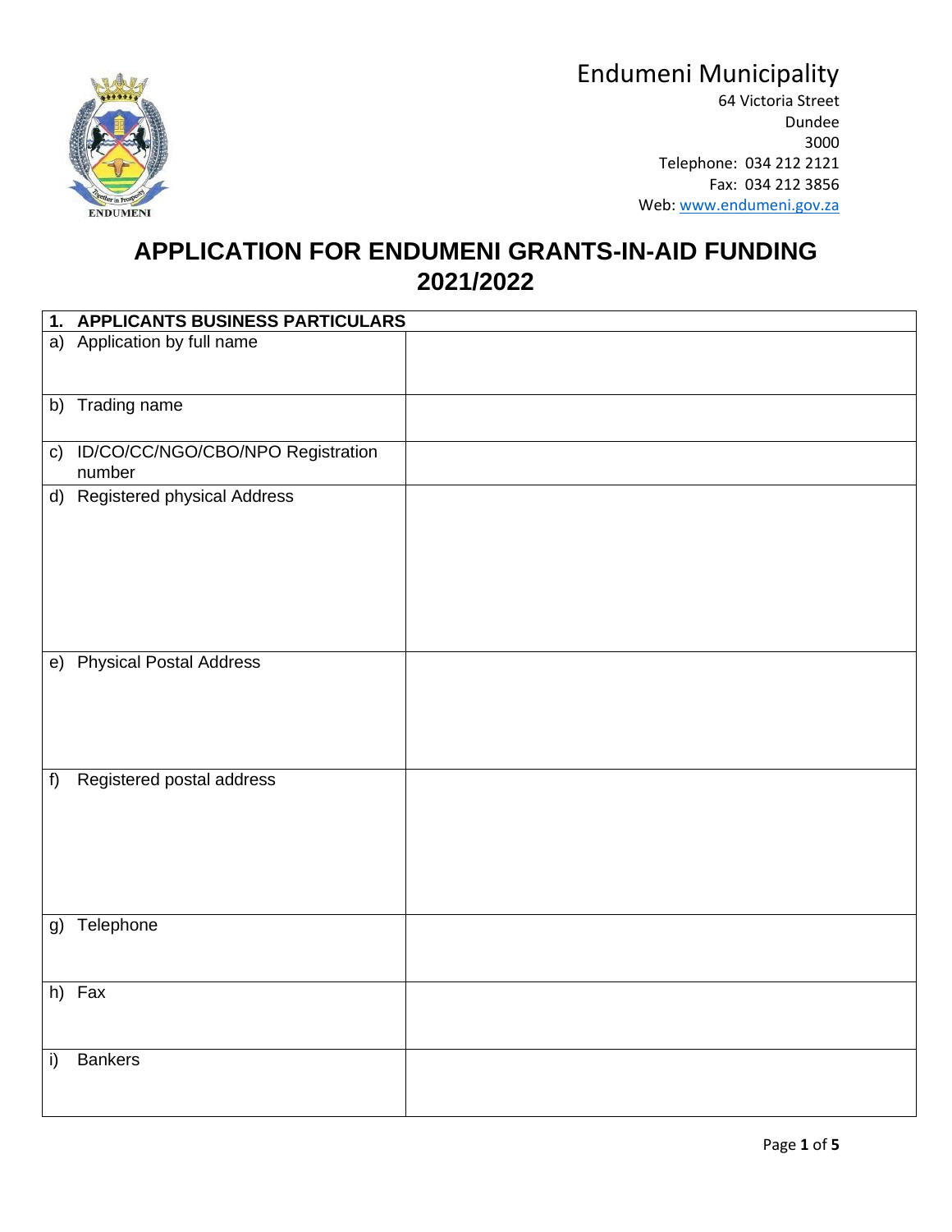Endumeni Municipality
64 Victoria Street
Dundee
3000
Telephone: 034 212 2121
Fax: 034 212 3856
Web: www.endumeni.gov.za

# APPLICATION FOR ENDUMENI GRANTS-IN-AID FUNDING 2021/2022

| **1. APPLICANTS BUSINESS PARTICULARS** | |
|---|---|
| a) Application by full name | |
| b) Trading name | |
| c) ID/CO/CC/NGO/CBO/NPO Registration number | |
| d) Registered physical Address | |
| e) Physical Postal Address | |
| f) Registered postal address | |
| g) Telephone | |
| h) Fax | |
| i) Bankers | |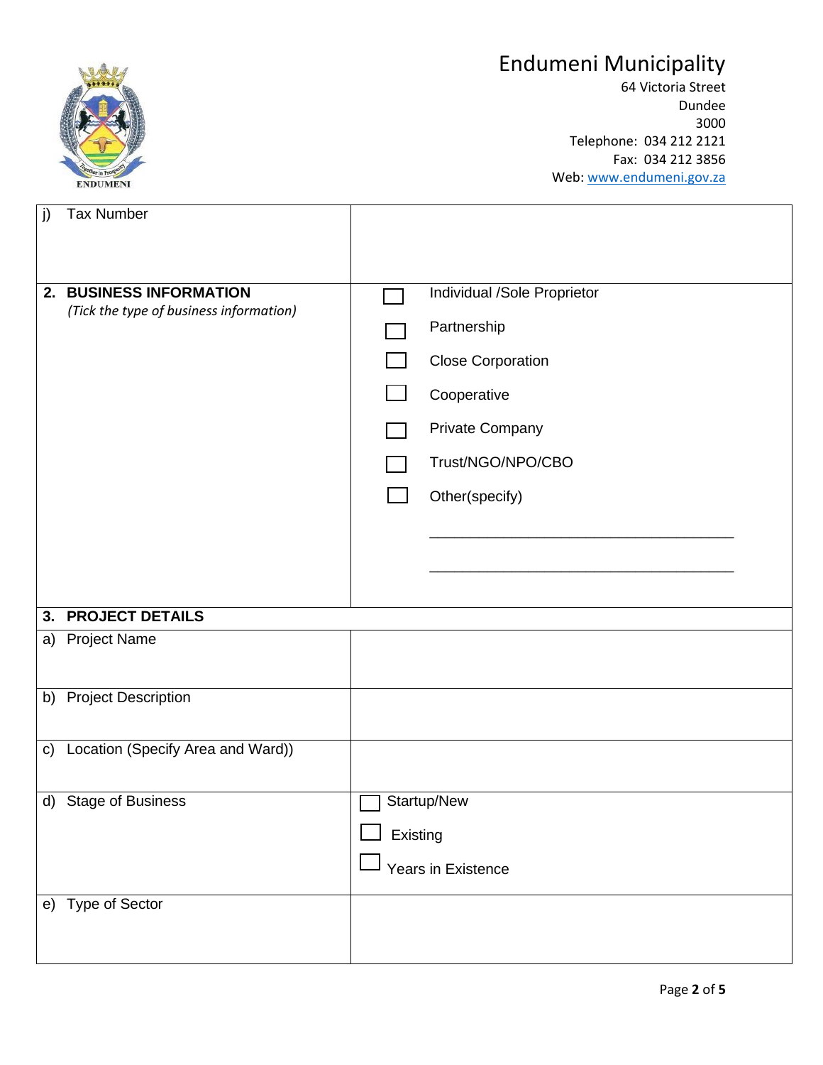# Endumeni Municipality

64 Victoria Street
Dundee
3000
Telephone: 034 212 2121
Fax: 034 212 3856
Web: www.endumeni.gov.za

| | |
|---|---|
| j) Tax Number | |
| **2. BUSINESS INFORMATION** *(Tick the type of business information)* | ☐ Individual /Sole Proprietor<br>☐ Partnership<br>☐ Close Corporation<br>☐ Cooperative<br>☐ Private Company<br>☐ Trust/NGO/NPO/CBO<br>☐ Other(specify)<br>____________________________________<br>____________________________________ |
| **3. PROJECT DETAILS** | |
| a) Project Name | |
| b) Project Description | |
| c) Location (Specify Area and Ward)) | |
| d) Stage of Business | ☐ Startup/New<br>☐ Existing<br>☐ Years in Existence |
| e) Type of Sector | |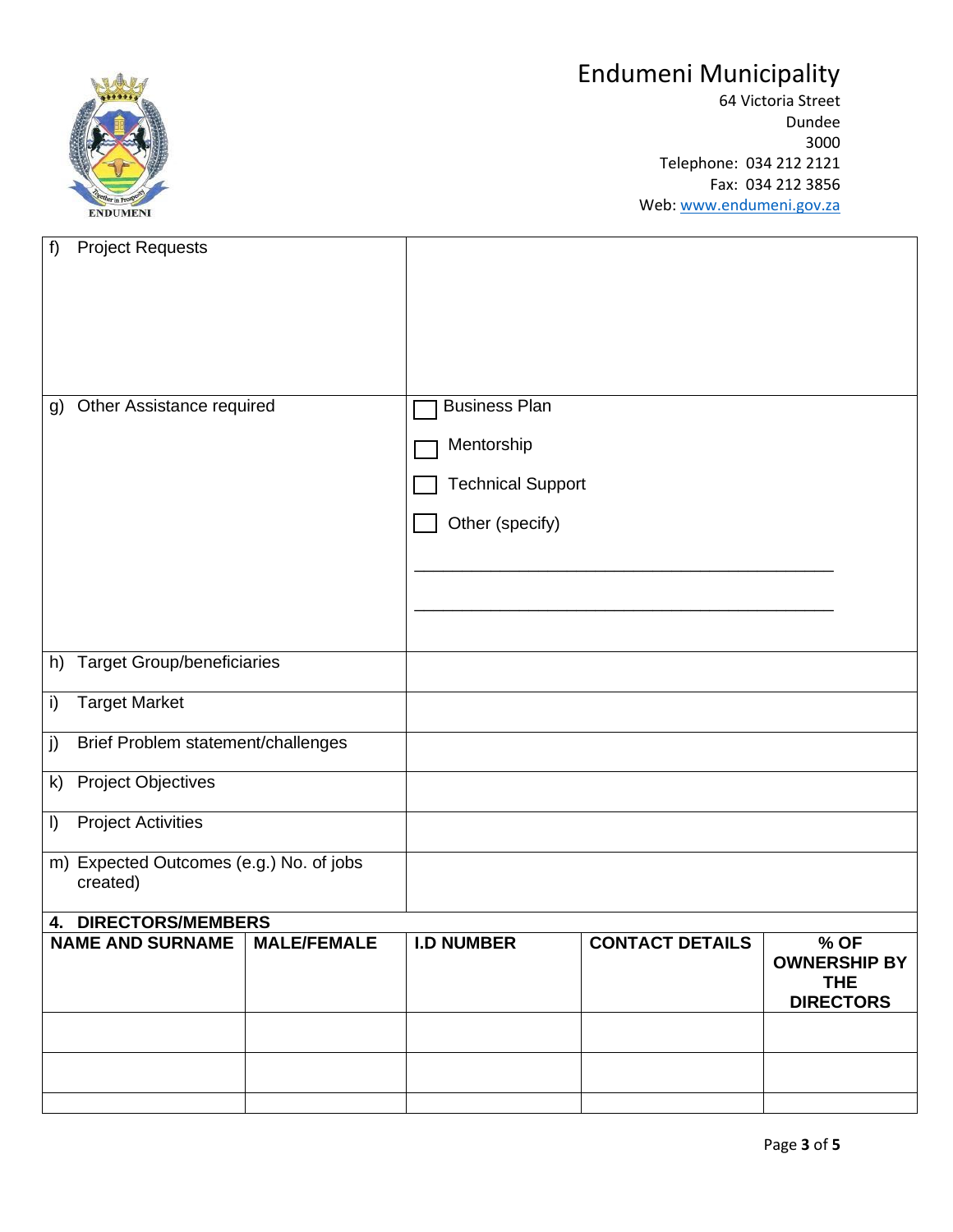Endumeni Municipality
64 Victoria Street
Dundee
3000
Telephone: 034 212 2121
Fax: 034 212 3856
Web: www.endumeni.gov.za

| | |
|---|---|
| f) Project Requests | |
| g) Other Assistance required | ☐ Business Plan<br>☐ Mentorship<br>☐ Technical Support<br>☐ Other (specify)<br>\_\_\_\_\_\_\_\_\_\_\_\_\_\_\_\_\_\_\_\_\_\_\_\_\_\_\_\_\_\_\_\_\_\_\_\_\_\_\_\_<br>\_\_\_\_\_\_\_\_\_\_\_\_\_\_\_\_\_\_\_\_\_\_\_\_\_\_\_\_\_\_\_\_\_\_\_\_\_\_\_\_ |
| h) Target Group/beneficiaries | |
| i) Target Market | |
| j) Brief Problem statement/challenges | |
| k) Project Objectives | |
| l) Project Activities | |
| m) Expected Outcomes (e.g.) No. of jobs created) | |

## 4. DIRECTORS/MEMBERS

| NAME AND SURNAME | MALE/FEMALE | I.D NUMBER | CONTACT DETAILS | % OF OWNERSHIP BY THE DIRECTORS |
|---|---|---|---|---|
| | | | | |
| | | | | |
| | | | | |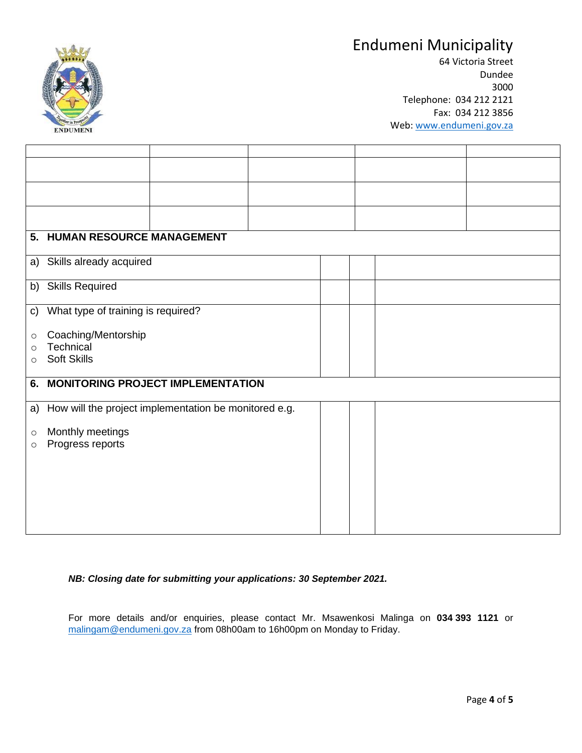Endumeni Municipality
64 Victoria Street
Dundee
3000
Telephone: 034 212 2121
Fax: 034 212 3856
Web: www.endumeni.gov.za

| | | | | |
|---|---|---|---|---|
| | | | | |
| | | | | |
| | | | | |
| | | | | |

| | | | |
|---|---|---|---|
| **5. HUMAN RESOURCE MANAGEMENT** | | | |
| a) Skills already acquired | | | |
| b) Skills Required | | | |
| c) What type of training is required?<br>○ Coaching/Mentorship<br>○ Technical<br>○ Soft Skills | | | |
| **6. MONITORING PROJECT IMPLEMENTATION** | | | |
| a) How will the project implementation be monitored e.g.<br>○ Monthly meetings<br>○ Progress reports | | | |

***NB: Closing date for submitting your applications: 30 September 2021.***

For more details and/or enquiries, please contact Mr. Msawenkosi Malinga on **034 393 1121** or malingam@endumeni.gov.za from 08h00am to 16h00pm on Monday to Friday.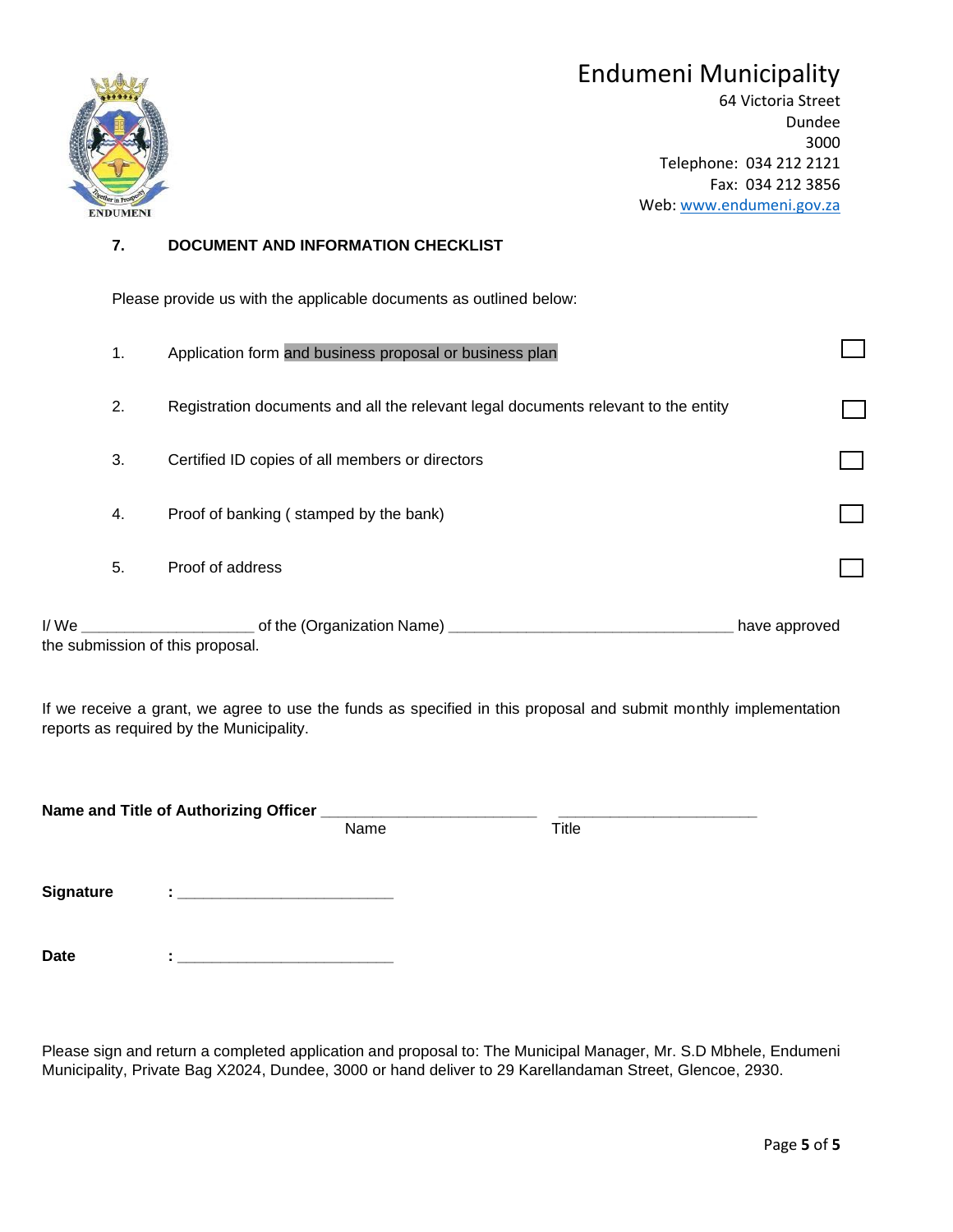Endumeni Municipality
64 Victoria Street
Dundee
3000
Telephone: 034 212 2121
Fax: 034 212 3856
Web: www.endumeni.gov.za

## 7. DOCUMENT AND INFORMATION CHECKLIST

Please provide us with the applicable documents as outlined below:

1. Application form and business proposal or business plan ☐
2. Registration documents and all the relevant legal documents relevant to the entity ☐
3. Certified ID copies of all members or directors ☐
4. Proof of banking ( stamped by the bank) ☐
5. Proof of address ☐

I/ We ____________________ of the (Organization Name) _________________________________ have approved the submission of this proposal.

If we receive a grant, we agree to use the funds as specified in this proposal and submit monthly implementation reports as required by the Municipality.

**Name and Title of Authorizing Officer** _________________________ _______________________
Name Title

**Signature** : _________________________

**Date** : _________________________

Please sign and return a completed application and proposal to: The Municipal Manager, Mr. S.D Mbhele, Endumeni Municipality, Private Bag X2024, Dundee, 3000 or hand deliver to 29 Karellandaman Street, Glencoe, 2930.